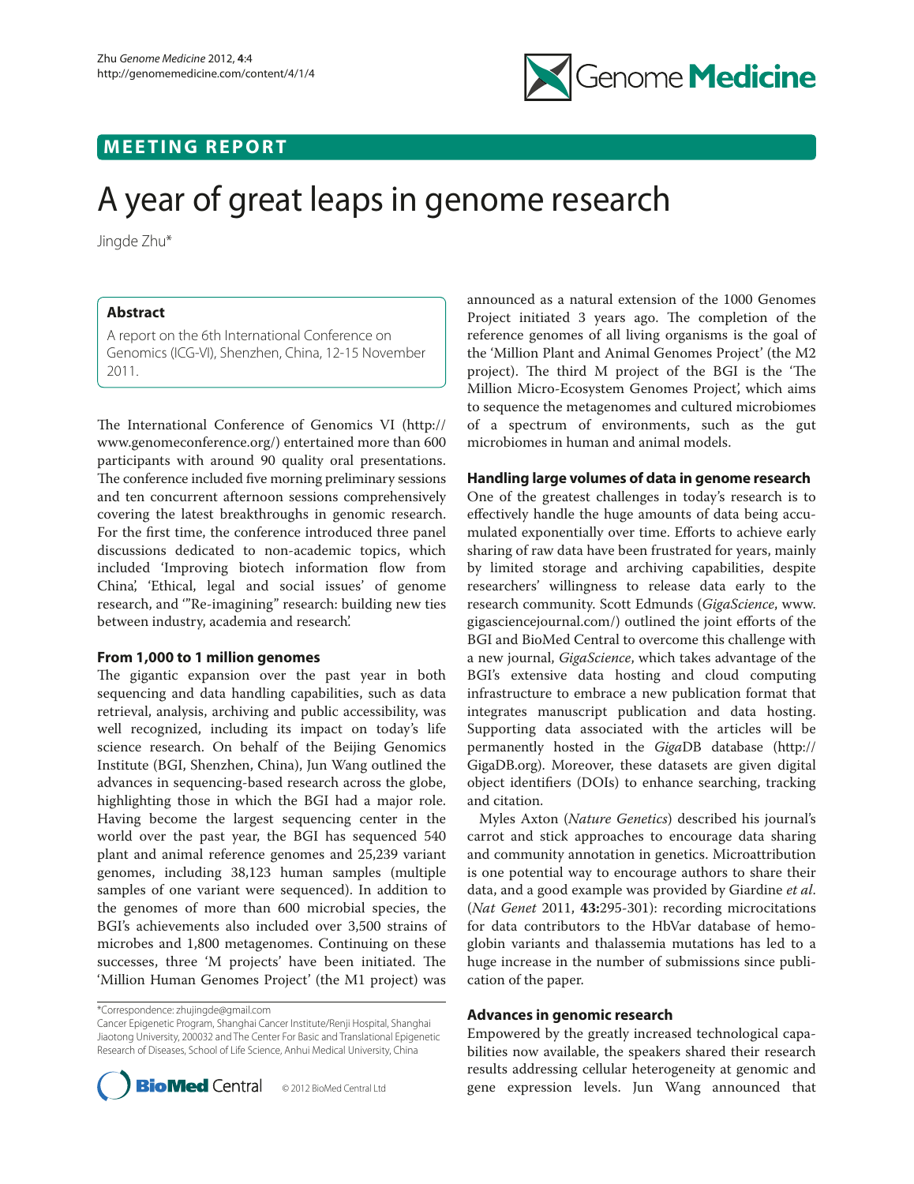MEETING REPORT

# A year of great leaps in genome research

Jingde Zhu*

## Abstract

A report on the 6th International Conference on Genomics (ICG-VI), Shenzhen, China, 12-15 November 2011.

The International Conference of Genomics VI (http://www.genomeconference.org/) entertained more than 600 participants with around 90 quality oral presentations. The conference included five morning preliminary sessions and ten concurrent afternoon sessions comprehensively covering the latest breakthroughs in genomic research. For the first time, the conference introduced three panel discussions dedicated to non-academic topics, which included 'Improving biotech information flow from China', 'Ethical, legal and social issues' of genome research, and '"Re-imagining" research: building new ties between industry, academia and research'.

## From 1,000 to 1 million genomes

The gigantic expansion over the past year in both sequencing and data handling capabilities, such as data retrieval, analysis, archiving and public accessibility, was well recognized, including its impact on today's life science research. On behalf of the Beijing Genomics Institute (BGI, Shenzhen, China), Jun Wang outlined the advances in sequencing-based research across the globe, highlighting those in which the BGI had a major role. Having become the largest sequencing center in the world over the past year, the BGI has sequenced 540 plant and animal reference genomes and 25,239 variant genomes, including 38,123 human samples (multiple samples of one variant were sequenced). In addition to the genomes of more than 600 microbial species, the BGI's achievements also included over 3,500 strains of microbes and 1,800 metagenomes. Continuing on these successes, three 'M projects' have been initiated. The 'Million Human Genomes Project' (the M1 project) was announced as a natural extension of the 1000 Genomes Project initiated 3 years ago. The completion of the reference genomes of all living organisms is the goal of the 'Million Plant and Animal Genomes Project' (the M2 project). The third M project of the BGI is the 'The Million Micro-Ecosystem Genomes Project', which aims to sequence the metagenomes and cultured microbiomes of a spectrum of environments, such as the gut microbiomes in human and animal models.

## Handling large volumes of data in genome research

One of the greatest challenges in today's research is to effectively handle the huge amounts of data being accumulated exponentially over time. Efforts to achieve early sharing of raw data have been frustrated for years, mainly by limited storage and archiving capabilities, despite researchers' willingness to release data early to the research community. Scott Edmunds (*GigaScience*, www.gigasciencejournal.com/) outlined the joint efforts of the BGI and BioMed Central to overcome this challenge with a new journal, *GigaScience*, which takes advantage of the BGI's extensive data hosting and cloud computing infrastructure to embrace a new publication format that integrates manuscript publication and data hosting. Supporting data associated with the articles will be permanently hosted in the *Giga*DB database (http://GigaDB.org). Moreover, these datasets are given digital object identifiers (DOIs) to enhance searching, tracking and citation.

Myles Axton (*Nature Genetics*) described his journal's carrot and stick approaches to encourage data sharing and community annotation in genetics. Microattribution is one potential way to encourage authors to share their data, and a good example was provided by Giardine *et al.* (*Nat Genet* 2011, **43:**295-301): recording microcitations for data contributors to the HbVar database of hemoglobin variants and thalassemia mutations has led to a huge increase in the number of submissions since publication of the paper.

## Advances in genomic research

Empowered by the greatly increased technological capabilities now available, the speakers shared their research results addressing cellular heterogeneity at genomic and gene expression levels. Jun Wang announced that

*Correspondence: zhujingde@gmail.com

Cancer Epigenetic Program, Shanghai Cancer Institute/Renji Hospital, Shanghai Jiaotong University, 200032 and The Center For Basic and Translational Epigenetic Research of Diseases, School of Life Science, Anhui Medical University, China

© 2012 BioMed Central Ltd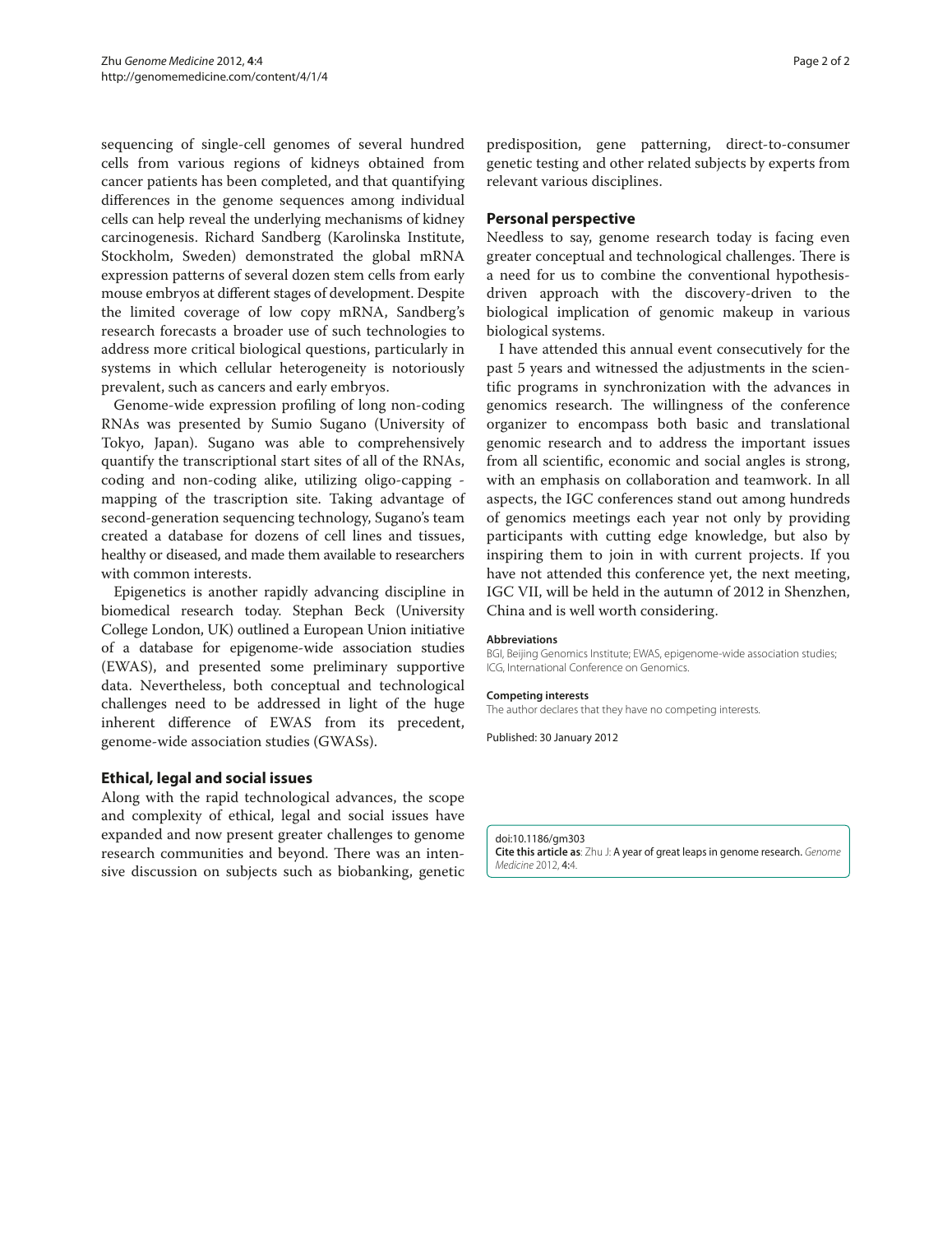sequencing of single-cell genomes of several hundred cells from various regions of kidneys obtained from cancer patients has been completed, and that quantifying differences in the genome sequences among individual cells can help reveal the underlying mechanisms of kidney carcinogenesis. Richard Sandberg (Karolinska Institute, Stockholm, Sweden) demonstrated the global mRNA expression patterns of several dozen stem cells from early mouse embryos at different stages of development. Despite the limited coverage of low copy mRNA, Sandberg's research forecasts a broader use of such technologies to address more critical biological questions, particularly in systems in which cellular heterogeneity is notoriously prevalent, such as cancers and early embryos.

Genome-wide expression profiling of long non-coding RNAs was presented by Sumio Sugano (University of Tokyo, Japan). Sugano was able to comprehensively quantify the transcriptional start sites of all of the RNAs, coding and non-coding alike, utilizing oligo-capping - mapping of the trascription site. Taking advantage of second-generation sequencing technology, Sugano's team created a database for dozens of cell lines and tissues, healthy or diseased, and made them available to researchers with common interests.

Epigenetics is another rapidly advancing discipline in biomedical research today. Stephan Beck (University College London, UK) outlined a European Union initiative of a database for epigenome-wide association studies (EWAS), and presented some preliminary supportive data. Nevertheless, both conceptual and technological challenges need to be addressed in light of the huge inherent difference of EWAS from its precedent, genome-wide association studies (GWASs).

## Ethical, legal and social issues

Along with the rapid technological advances, the scope and complexity of ethical, legal and social issues have expanded and now present greater challenges to genome research communities and beyond. There was an intensive discussion on subjects such as biobanking, genetic predisposition, gene patterning, direct-to-consumer genetic testing and other related subjects by experts from relevant various disciplines.

## Personal perspective

Needless to say, genome research today is facing even greater conceptual and technological challenges. There is a need for us to combine the conventional hypothesis-driven approach with the discovery-driven to the biological implication of genomic makeup in various biological systems.

I have attended this annual event consecutively for the past 5 years and witnessed the adjustments in the scientific programs in synchronization with the advances in genomics research. The willingness of the conference organizer to encompass both basic and translational genomic research and to address the important issues from all scientific, economic and social angles is strong, with an emphasis on collaboration and teamwork. In all aspects, the IGC conferences stand out among hundreds of genomics meetings each year not only by providing participants with cutting edge knowledge, but also by inspiring them to join in with current projects. If you have not attended this conference yet, the next meeting, IGC VII, will be held in the autumn of 2012 in Shenzhen, China and is well worth considering.

#### Abbreviations

BGI, Beijing Genomics Institute; EWAS, epigenome-wide association studies; ICG, International Conference on Genomics.

#### Competing interests

The author declares that they have no competing interests.

Published: 30 January 2012

doi:10.1186/gm303

**Cite this article as**: Zhu J: A year of great leaps in genome research. *Genome Medicine* 2012, **4**:4.